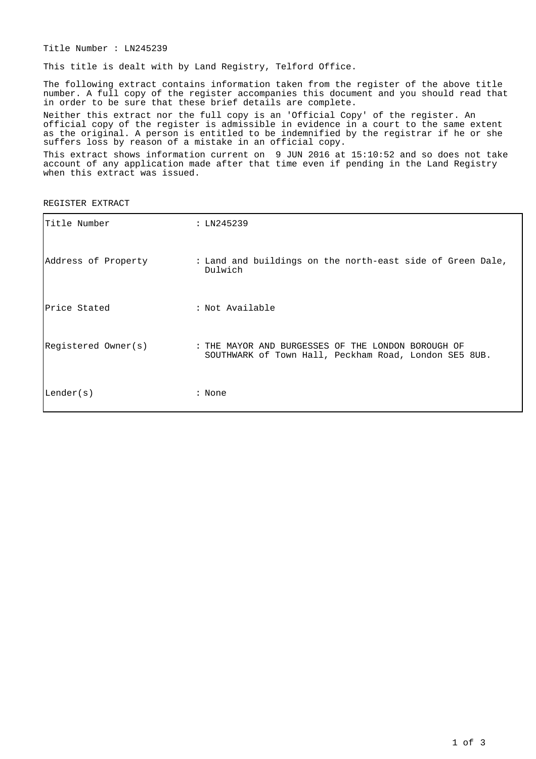Title Number : LN245239

This title is dealt with by Land Registry, Telford Office.

The following extract contains information taken from the register of the above title number. A full copy of the register accompanies this document and you should read that in order to be sure that these brief details are complete.

Neither this extract nor the full copy is an 'Official Copy' of the register. An official copy of the register is admissible in evidence in a court to the same extent as the original. A person is entitled to be indemnified by the registrar if he or she suffers loss by reason of a mistake in an official copy.

This extract shows information current on 9 JUN 2016 at 15:10:52 and so does not take account of any application made after that time even if pending in the Land Registry when this extract was issued.

REGISTER EXTRACT

| | |
|---|---|
| Title Number | : LN245239 |
| Address of Property | : Land and buildings on the north-east side of Green Dale, Dulwich |
| Price Stated | : Not Available |
| Registered Owner(s) | : THE MAYOR AND BURGESSES OF THE LONDON BOROUGH OF SOUTHWARK of Town Hall, Peckham Road, London SE5 8UB. |
| Lender(s) | : None |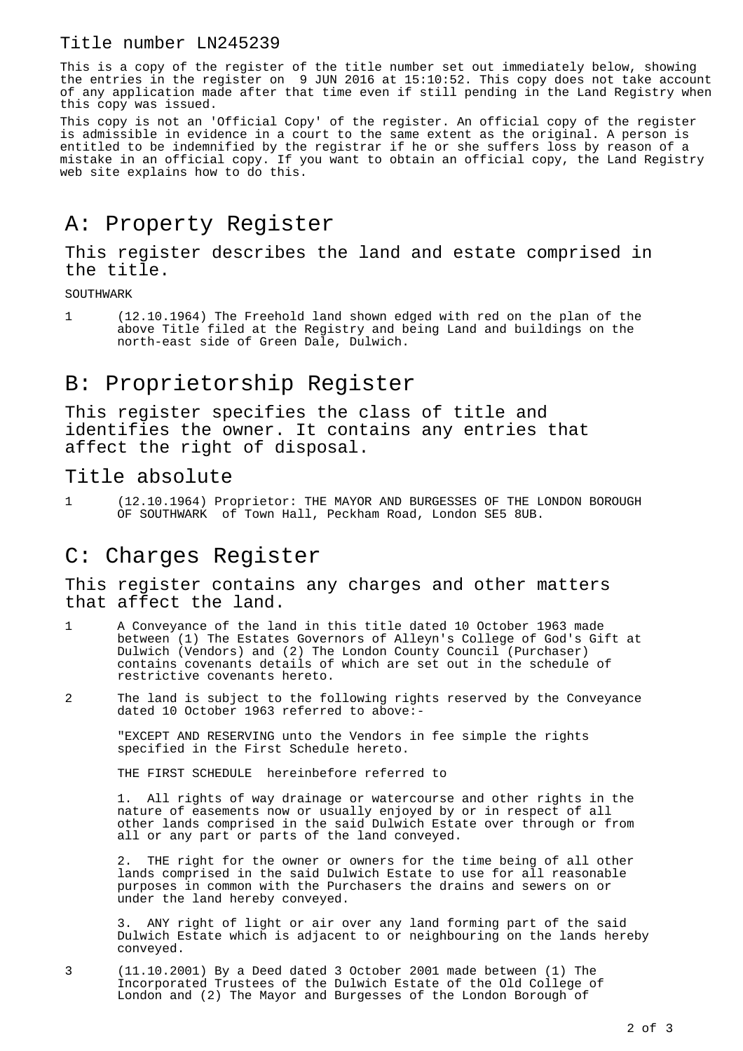Title number LN245239

This is a copy of the register of the title number set out immediately below, showing the entries in the register on 9 JUN 2016 at 15:10:52. This copy does not take account of any application made after that time even if still pending in the Land Registry when this copy was issued.

This copy is not an 'Official Copy' of the register. An official copy of the register is admissible in evidence in a court to the same extent as the original. A person is entitled to be indemnified by the registrar if he or she suffers loss by reason of a mistake in an official copy. If you want to obtain an official copy, the Land Registry web site explains how to do this.

# A: Property Register

## This register describes the land and estate comprised in the title.

SOUTHWARK

1 (12.10.1964) The Freehold land shown edged with red on the plan of the above Title filed at the Registry and being Land and buildings on the north-east side of Green Dale, Dulwich.

# B: Proprietorship Register

## This register specifies the class of title and identifies the owner. It contains any entries that affect the right of disposal.

## Title absolute

1 (12.10.1964) Proprietor: THE MAYOR AND BURGESSES OF THE LONDON BOROUGH OF SOUTHWARK of Town Hall, Peckham Road, London SE5 8UB.

# C: Charges Register

## This register contains any charges and other matters that affect the land.

1 A Conveyance of the land in this title dated 10 October 1963 made between (1) The Estates Governors of Alleyn's College of God's Gift at Dulwich (Vendors) and (2) The London County Council (Purchaser) contains covenants details of which are set out in the schedule of restrictive covenants hereto.

2 The land is subject to the following rights reserved by the Conveyance dated 10 October 1963 referred to above:-

"EXCEPT AND RESERVING unto the Vendors in fee simple the rights specified in the First Schedule hereto.

THE FIRST SCHEDULE hereinbefore referred to

1. All rights of way drainage or watercourse and other rights in the nature of easements now or usually enjoyed by or in respect of all other lands comprised in the said Dulwich Estate over through or from all or any part or parts of the land conveyed.

2. THE right for the owner or owners for the time being of all other lands comprised in the said Dulwich Estate to use for all reasonable purposes in common with the Purchasers the drains and sewers on or under the land hereby conveyed.

3. ANY right of light or air over any land forming part of the said Dulwich Estate which is adjacent to or neighbouring on the lands hereby conveyed.

3 (11.10.2001) By a Deed dated 3 October 2001 made between (1) The Incorporated Trustees of the Dulwich Estate of the Old College of London and (2) The Mayor and Burgesses of the London Borough of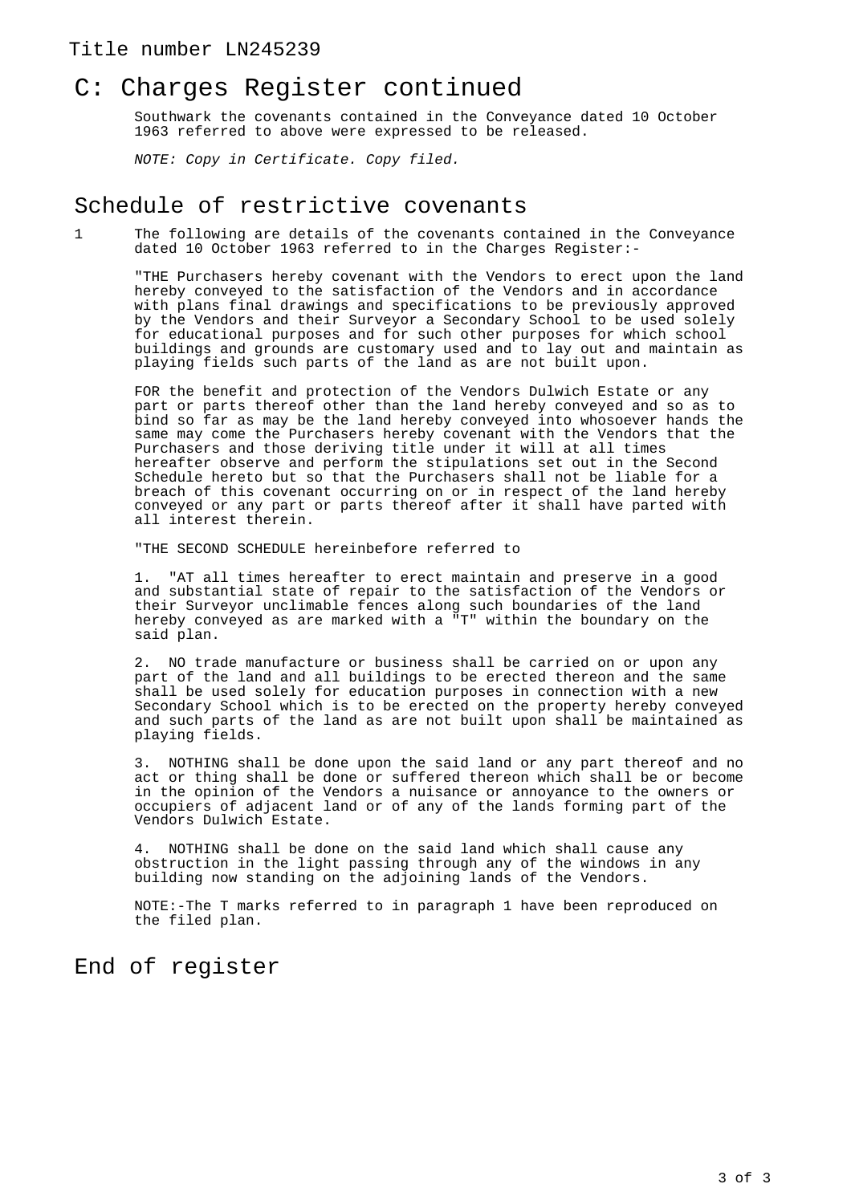Title number LN245239

## C: Charges Register continued

Southwark the covenants contained in the Conveyance dated 10 October 1963 referred to above were expressed to be released.

*NOTE: Copy in Certificate. Copy filed.*

## Schedule of restrictive covenants

1 The following are details of the covenants contained in the Conveyance dated 10 October 1963 referred to in the Charges Register:-

"THE Purchasers hereby covenant with the Vendors to erect upon the land hereby conveyed to the satisfaction of the Vendors and in accordance with plans final drawings and specifications to be previously approved by the Vendors and their Surveyor a Secondary School to be used solely for educational purposes and for such other purposes for which school buildings and grounds are customary used and to lay out and maintain as playing fields such parts of the land as are not built upon.

FOR the benefit and protection of the Vendors Dulwich Estate or any part or parts thereof other than the land hereby conveyed and so as to bind so far as may be the land hereby conveyed into whosoever hands the same may come the Purchasers hereby covenant with the Vendors that the Purchasers and those deriving title under it will at all times hereafter observe and perform the stipulations set out in the Second Schedule hereto but so that the Purchasers shall not be liable for a breach of this covenant occurring on or in respect of the land hereby conveyed or any part or parts thereof after it shall have parted with all interest therein.

"THE SECOND SCHEDULE hereinbefore referred to

1. "AT all times hereafter to erect maintain and preserve in a good and substantial state of repair to the satisfaction of the Vendors or their Surveyor unclimable fences along such boundaries of the land hereby conveyed as are marked with a "T" within the boundary on the said plan.

2. NO trade manufacture or business shall be carried on or upon any part of the land and all buildings to be erected thereon and the same shall be used solely for education purposes in connection with a new Secondary School which is to be erected on the property hereby conveyed and such parts of the land as are not built upon shall be maintained as playing fields.

3. NOTHING shall be done upon the said land or any part thereof and no act or thing shall be done or suffered thereon which shall be or become in the opinion of the Vendors a nuisance or annoyance to the owners or occupiers of adjacent land or of any of the lands forming part of the Vendors Dulwich Estate.

4. NOTHING shall be done on the said land which shall cause any obstruction in the light passing through any of the windows in any building now standing on the adjoining lands of the Vendors.

NOTE:-The T marks referred to in paragraph 1 have been reproduced on the filed plan.

## End of register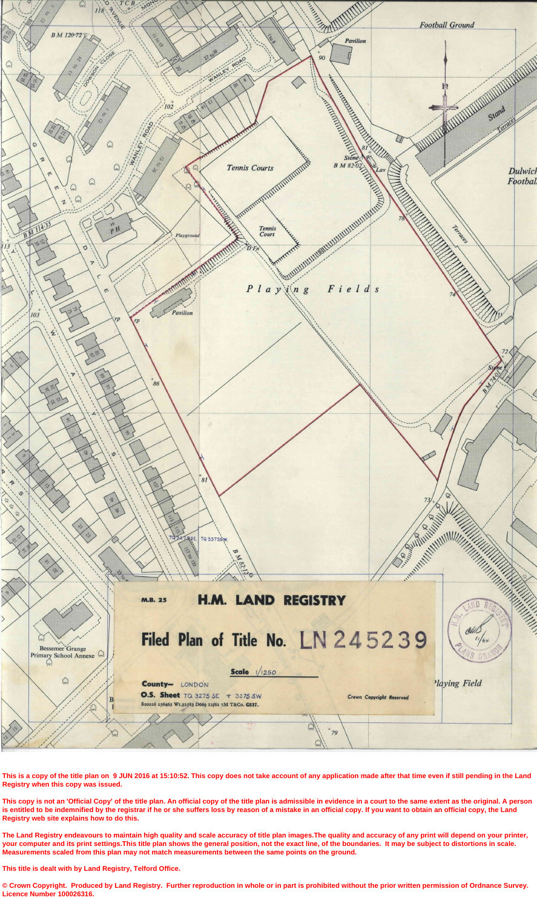M.B. 25

# H.M. LAND REGISTRY

## Filed Plan of Title No. LN 245239

Scale 1/1250

County— LONDON

O.S. Sheet TQ 3275 SE + 3375 SW

S20226 256465 Wt.32583 D669 12/62 7M T&Co. G837.

Crown Copyright Reserved

**This is a copy of the title plan on 9 JUN 2016 at 15:10:52. This copy does not take account of any application made after that time even if still pending in the Land Registry when this copy was issued.**

**This copy is not an 'Official Copy' of the title plan. An official copy of the title plan is admissible in evidence in a court to the same extent as the original. A person is entitled to be indemnified by the registrar if he or she suffers loss by reason of a mistake in an official copy. If you want to obtain an official copy, the Land Registry web site explains how to do this.**

**The Land Registry endeavours to maintain high quality and scale accuracy of title plan images.The quality and accuracy of any print will depend on your printer, your computer and its print settings.This title plan shows the general position, not the exact line, of the boundaries. It may be subject to distortions in scale. Measurements scaled from this plan may not match measurements between the same points on the ground.**

**This title is dealt with by Land Registry, Telford Office.**

**© Crown Copyright. Produced by Land Registry. Further reproduction in whole or in part is prohibited without the prior written permission of Ordnance Survey. Licence Number 100026316.**